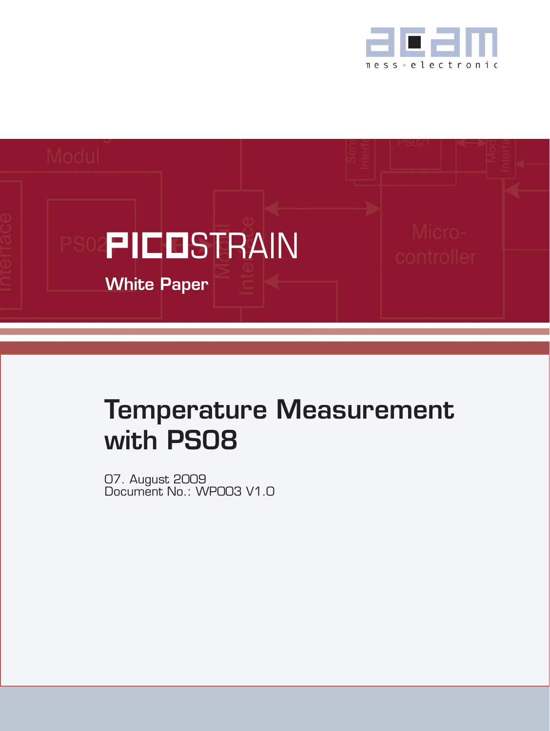acam

mess • electronic

PICOSTRAIN

White Paper

# Temperature Measurement with PS08

07. August 2009
Document No.: WP003 V1.0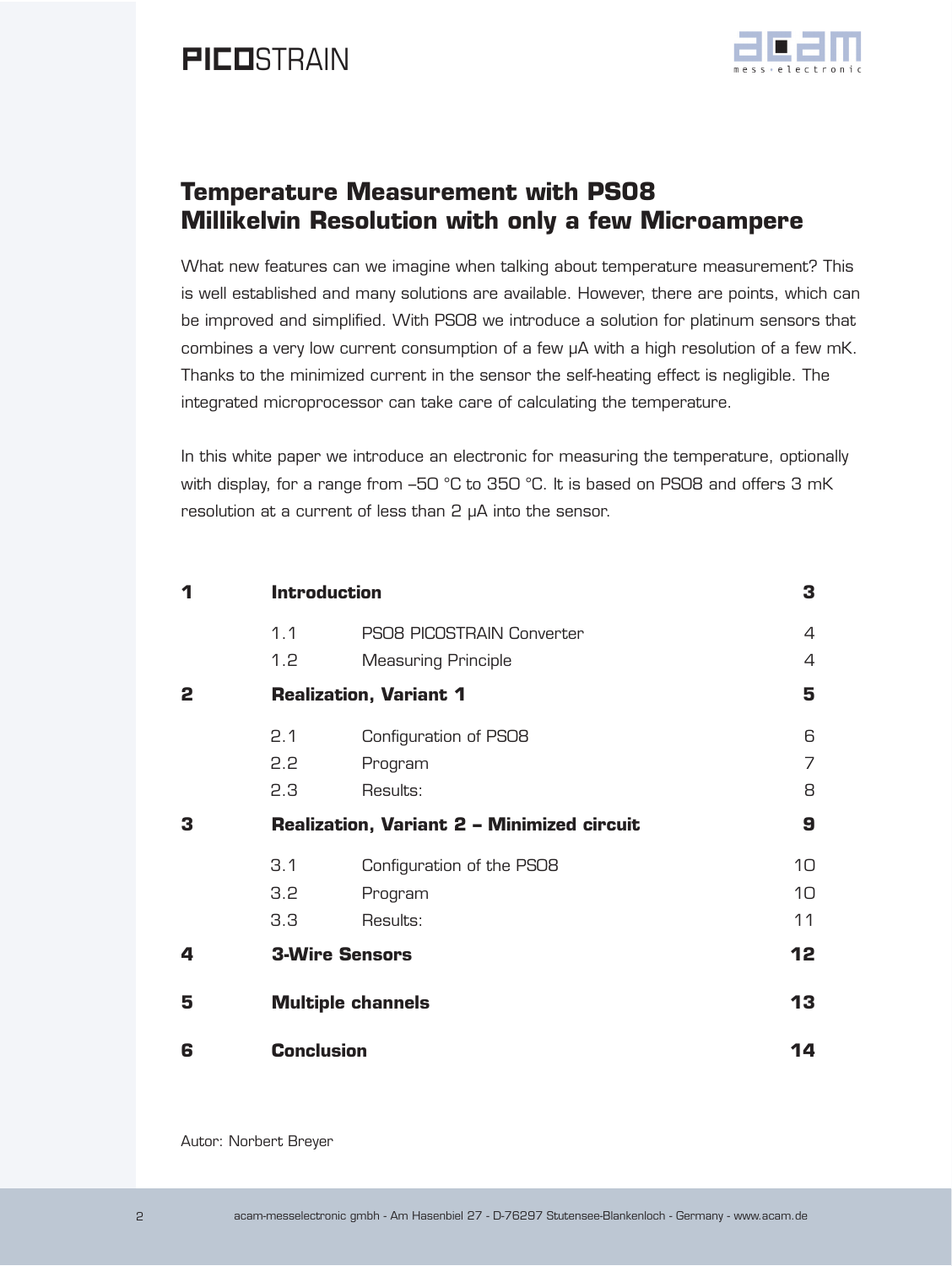# Temperature Measurement with PS08
# Millikelvin Resolution with only a few Microampere

What new features can we imagine when talking about temperature measurement? This is well established and many solutions are available. However, there are points, which can be improved and simplified. With PS08 we introduce a solution for platinum sensors that combines a very low current consumption of a few µA with a high resolution of a few mK. Thanks to the minimized current in the sensor the self-heating effect is negligible. The integrated microprocessor can take care of calculating the temperature.

In this white paper we introduce an electronic for measuring the temperature, optionally with display, for a range from –50 °C to 350 °C. It is based on PS08 and offers 3 mK resolution at a current of less than 2 µA into the sensor.

| | | | |
|---|---|---|---|
| **1** | **Introduction** | | **3** |
| | 1.1 | PS08 PICOSTRAIN Converter | 4 |
| | 1.2 | Measuring Principle | 4 |
| **2** | **Realization, Variant 1** | | **5** |
| | 2.1 | Configuration of PS08 | 6 |
| | 2.2 | Program | 7 |
| | 2.3 | Results: | 8 |
| **3** | **Realization, Variant 2 – Minimized circuit** | | **9** |
| | 3.1 | Configuration of the PS08 | 10 |
| | 3.2 | Program | 10 |
| | 3.3 | Results: | 11 |
| **4** | **3-Wire Sensors** | | **12** |
| **5** | **Multiple channels** | | **13** |
| **6** | **Conclusion** | | **14** |

Autor: Norbert Breyer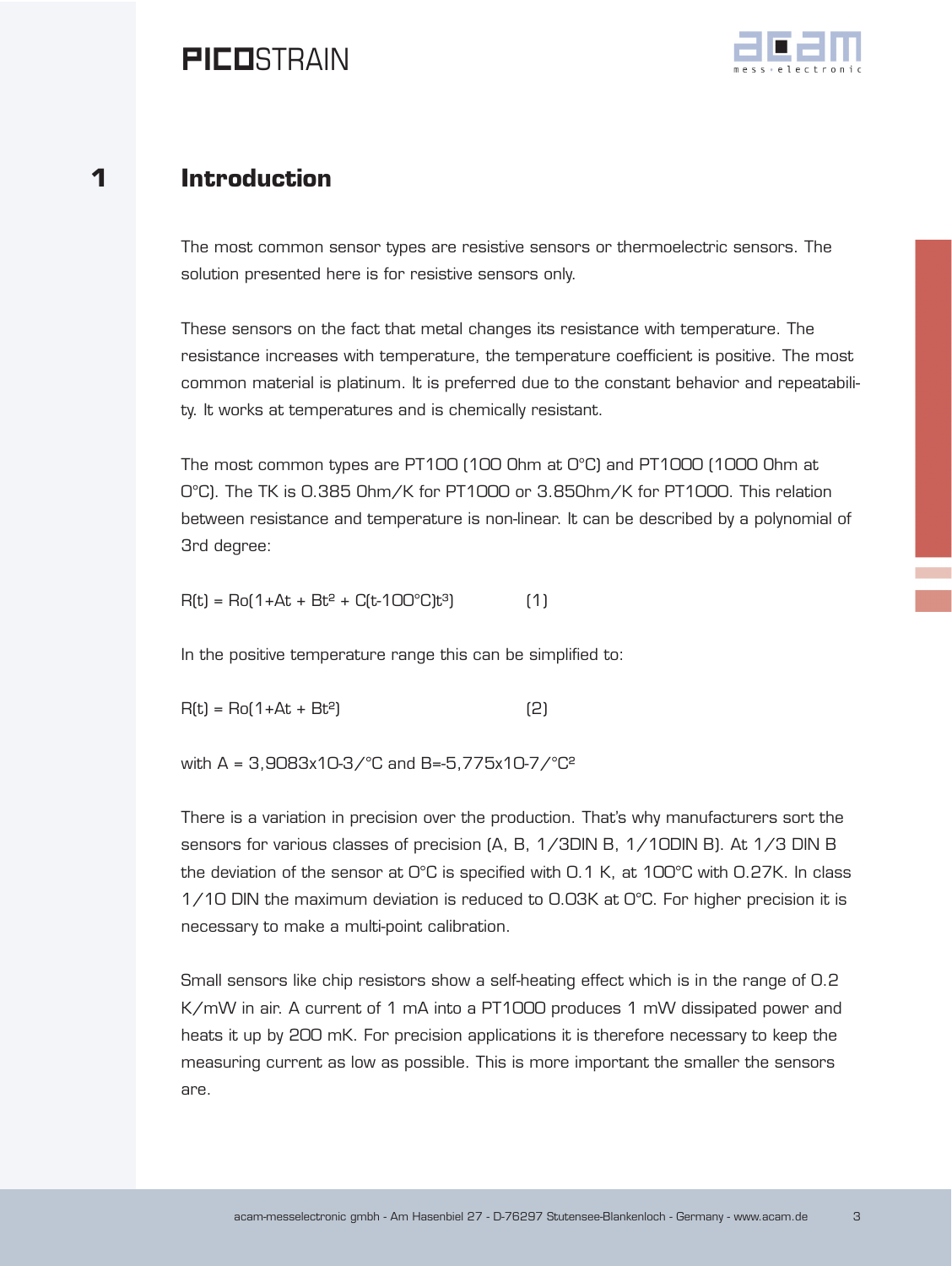# 1 Introduction

The most common sensor types are resistive sensors or thermoelectric sensors. The solution presented here is for resistive sensors only.

These sensors on the fact that metal changes its resistance with temperature. The resistance increases with temperature, the temperature coefficient is positive. The most common material is platinum. It is preferred due to the constant behavior and repeatability. It works at temperatures and is chemically resistant.

The most common types are PT100 (100 Ohm at 0°C) and PT1000 (1000 Ohm at 0°C). The TK is 0.385 Ohm/K for PT1000 or 3.85Ohm/K for PT1000. This relation between resistance and temperature is non-linear. It can be described by a polynomial of 3rd degree:

$$R(t) = Ro(1+At + Bt^2 + C(t-100°C)t^3) \qquad (1)$$

In the positive temperature range this can be simplified to:

$$R(t) = Ro(1+At + Bt^2) \qquad (2)$$

with $A = 3{,}9083 \times 10^{-3}/°C$ and $B = -5{,}775 \times 10^{-7}/°C^2$

There is a variation in precision over the production. That's why manufacturers sort the sensors for various classes of precision (A, B, 1/3DIN B, 1/10DIN B). At 1/3 DIN B the deviation of the sensor at 0°C is specified with 0.1 K, at 100°C with 0.27K. In class 1/10 DIN the maximum deviation is reduced to 0.03K at 0°C. For higher precision it is necessary to make a multi-point calibration.

Small sensors like chip resistors show a self-heating effect which is in the range of 0.2 K/mW in air. A current of 1 mA into a PT1000 produces 1 mW dissipated power and heats it up by 200 mK. For precision applications it is therefore necessary to keep the measuring current as low as possible. This is more important the smaller the sensors are.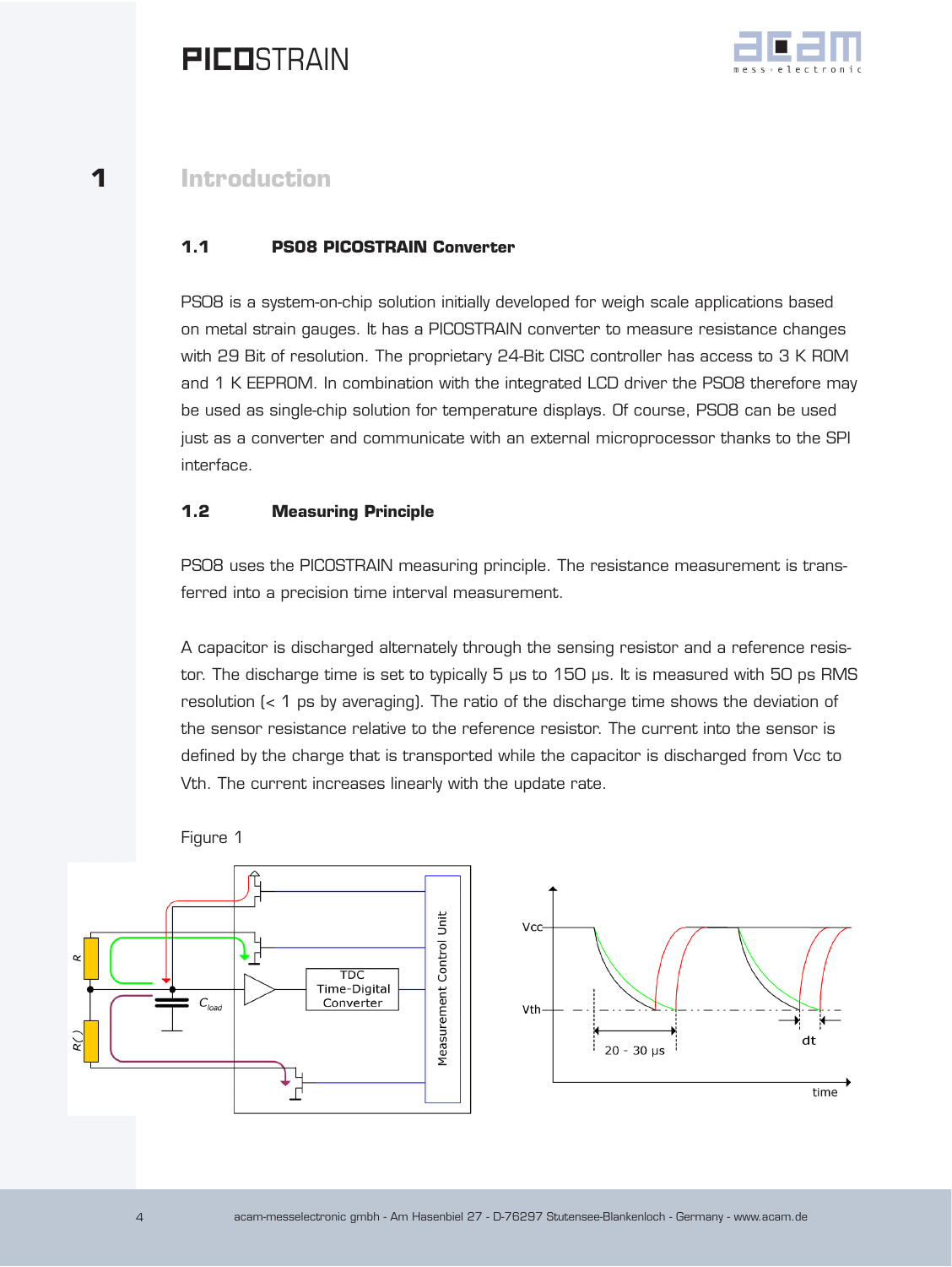# 1 Introduction

## 1.1 PS08 PICOSTRAIN Converter

PS08 is a system-on-chip solution initially developed for weigh scale applications based on metal strain gauges. It has a PICOSTRAIN converter to measure resistance changes with 29 Bit of resolution. The proprietary 24-Bit CISC controller has access to 3 K ROM and 1 K EEPROM. In combination with the integrated LCD driver the PS08 therefore may be used as single-chip solution for temperature displays. Of course, PS08 can be used just as a converter and communicate with an external microprocessor thanks to the SPI interface.

## 1.2 Measuring Principle

PS08 uses the PICOSTRAIN measuring principle. The resistance measurement is transferred into a precision time interval measurement.

A capacitor is discharged alternately through the sensing resistor and a reference resistor. The discharge time is set to typically 5 µs to 150 µs. It is measured with 50 ps RMS resolution (< 1 ps by averaging). The ratio of the discharge time shows the deviation of the sensor resistance relative to the reference resistor. The current into the sensor is defined by the charge that is transported while the capacitor is discharged from Vcc to Vth. The current increases linearly with the update rate.

Figure 1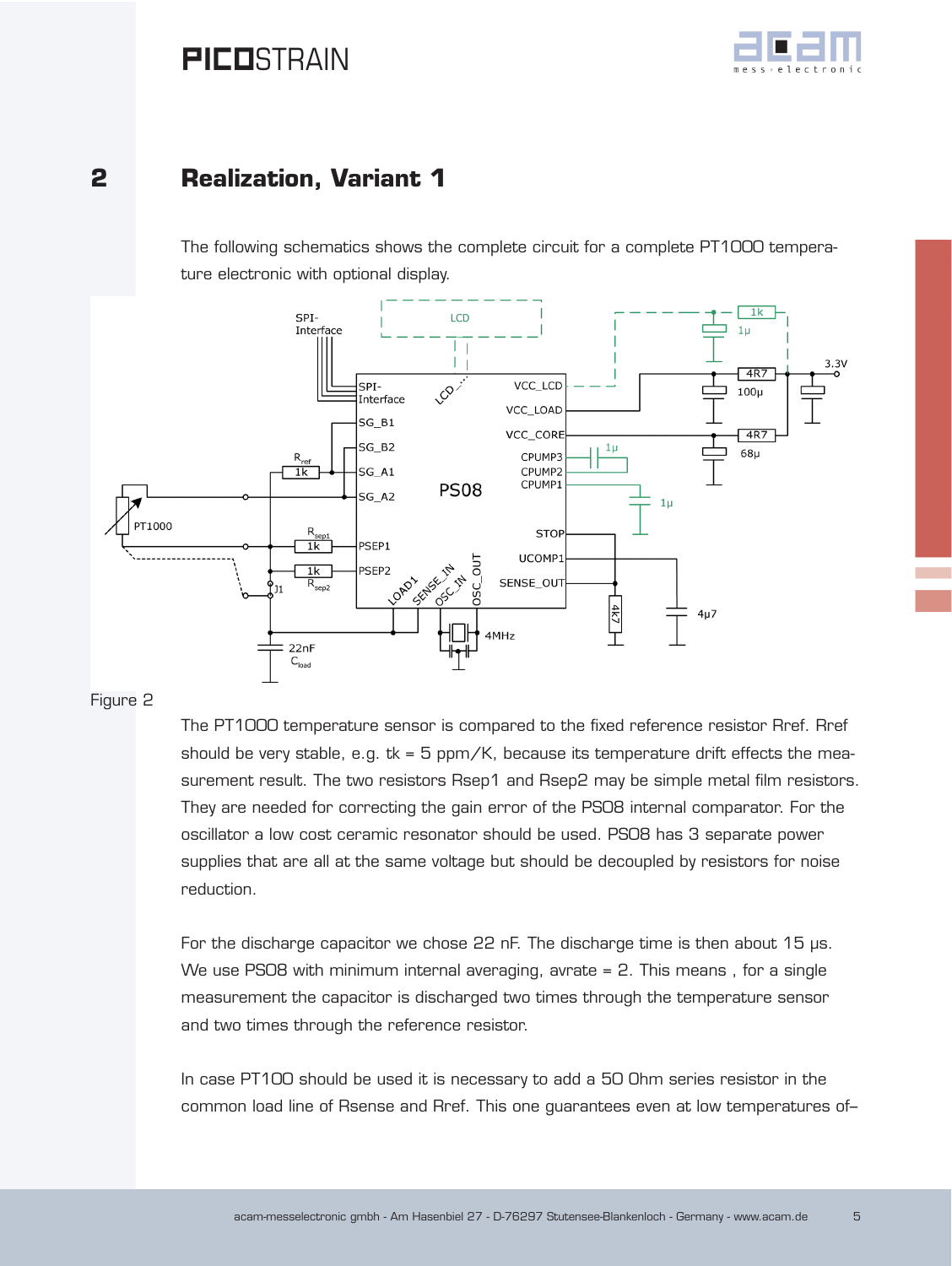# 2 Realization, Variant 1

The following schematics shows the complete circuit for a complete PT1000 temperature electronic with optional display.

Figure 2

The PT1000 temperature sensor is compared to the fixed reference resistor Rref. Rref should be very stable, e.g. tk = 5 ppm/K, because its temperature drift effects the measurement result. The two resistors Rsep1 and Rsep2 may be simple metal film resistors. They are needed for correcting the gain error of the PS08 internal comparator. For the oscillator a low cost ceramic resonator should be used. PS08 has 3 separate power supplies that are all at the same voltage but should be decoupled by resistors for noise reduction.

For the discharge capacitor we chose 22 nF. The discharge time is then about 15 µs. We use PS08 with minimum internal averaging, avrate = 2. This means , for a single measurement the capacitor is discharged two times through the temperature sensor and two times through the reference resistor.

In case PT100 should be used it is necessary to add a 50 Ohm series resistor in the common load line of Rsense and Rref. This one guarantees even at low temperatures of–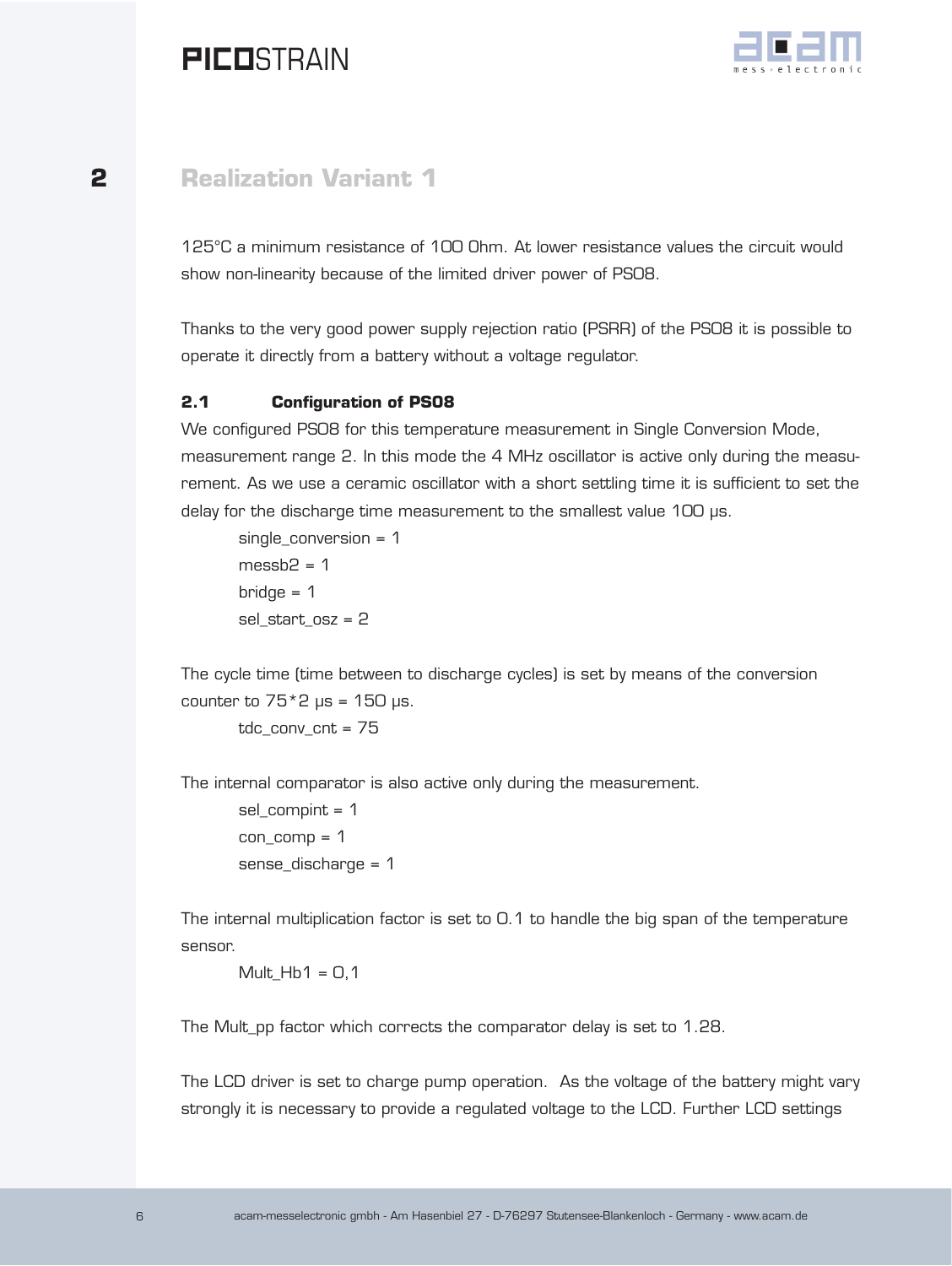125°C a minimum resistance of 100 Ohm. At lower resistance values the circuit would show non-linearity because of the limited driver power of PS08.

Thanks to the very good power supply rejection ratio (PSRR) of the PS08 it is possible to operate it directly from a battery without a voltage regulator.

### 2.1 Configuration of PS08

We configured PS08 for this temperature measurement in Single Conversion Mode, measurement range 2. In this mode the 4 MHz oscillator is active only during the measurement. As we use a ceramic oscillator with a short settling time it is sufficient to set the delay for the discharge time measurement to the smallest value 100 µs.

single_conversion = 1
messb2 = 1
bridge = 1
sel_start_osz = 2

The cycle time (time between to discharge cycles) is set by means of the conversion counter to 75*2 µs = 150 µs.

tdc_conv_cnt = 75

The internal comparator is also active only during the measurement.

sel_compint = 1
con_comp = 1
sense_discharge = 1

The internal multiplication factor is set to 0.1 to handle the big span of the temperature sensor.

Mult_Hb1 = 0,1

The Mult_pp factor which corrects the comparator delay is set to 1.28.

The LCD driver is set to charge pump operation. As the voltage of the battery might vary strongly it is necessary to provide a regulated voltage to the LCD. Further LCD settings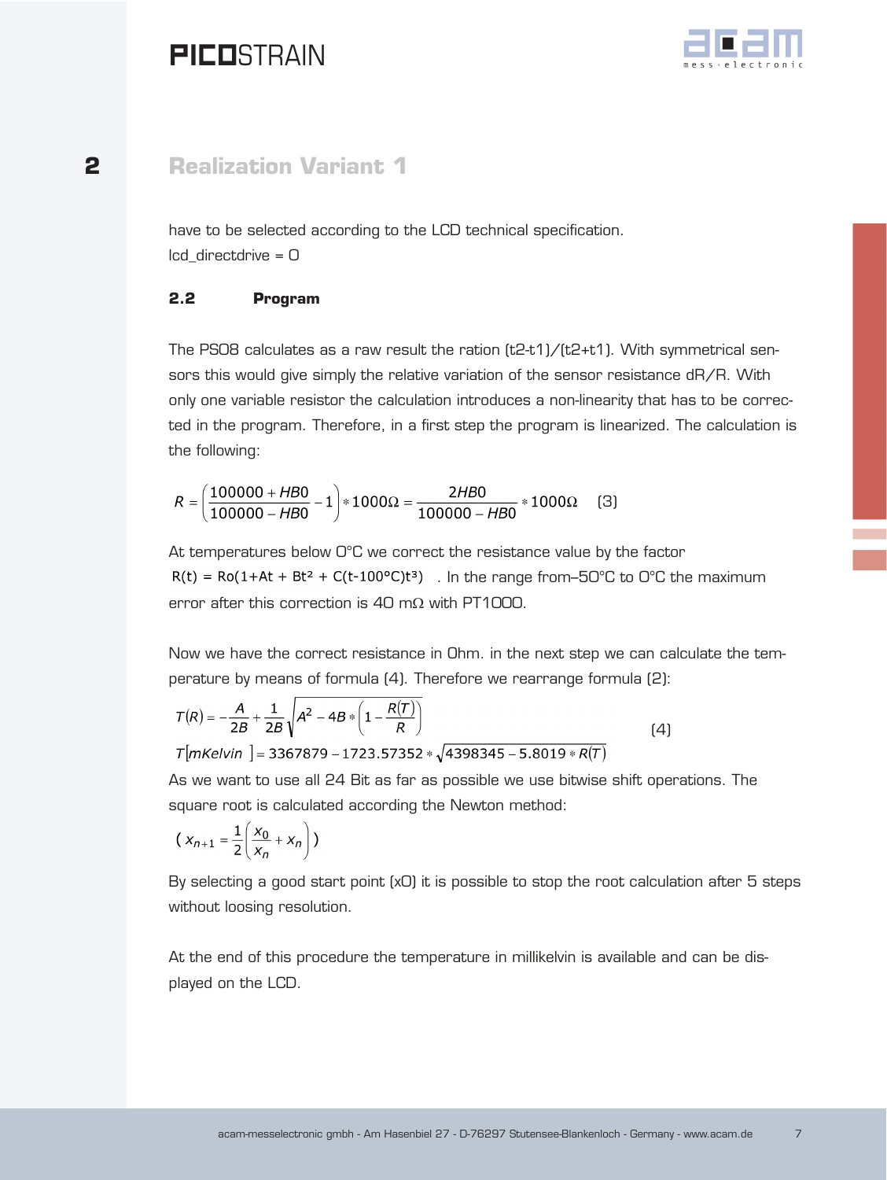## 2 Realization Variant 1

have to be selected according to the LCD technical specification.
lcd_directdrive = 0

### 2.2 Program

The PS08 calculates as a raw result the ration (t2-t1)/(t2+t1). With symmetrical sensors this would give simply the relative variation of the sensor resistance dR/R. With only one variable resistor the calculation introduces a non-linearity that has to be corrected in the program. Therefore, in a first step the program is linearized. The calculation is the following:

$$R = \left(\frac{100000 + HB0}{100000 - HB0} - 1\right) * 1000\Omega = \frac{2HB0}{100000 - HB0} * 1000\Omega \quad (3)$$

At temperatures below 0°C we correct the resistance value by the factor $R(t) = Ro(1+At + Bt^2 + C(t\text{-}100°C)t^3)$ . In the range from–50°C to 0°C the maximum error after this correction is 40 mΩ with PT1000.

Now we have the correct resistance in Ohm. in the next step we can calculate the temperature by means of formula (4). Therefore we rearrange formula (2):

$$T(R) = -\frac{A}{2B} + \frac{1}{2B}\sqrt{A^2 - 4B * \left(1 - \frac{R(T)}{R}\right)} \quad (4)$$

$$T[mKelvin] = 3367879 - 1723.57352 * \sqrt{4398345 - 5.8019 * R(T)}$$

As we want to use all 24 Bit as far as possible we use bitwise shift operations. The square root is calculated according the Newton method:

$$\left( x_{n+1} = \frac{1}{2}\left(\frac{x_0}{x_n} + x_n\right) \right)$$

By selecting a good start point (x0) it is possible to stop the root calculation after 5 steps without loosing resolution.

At the end of this procedure the temperature in millikelvin is available and can be displayed on the LCD.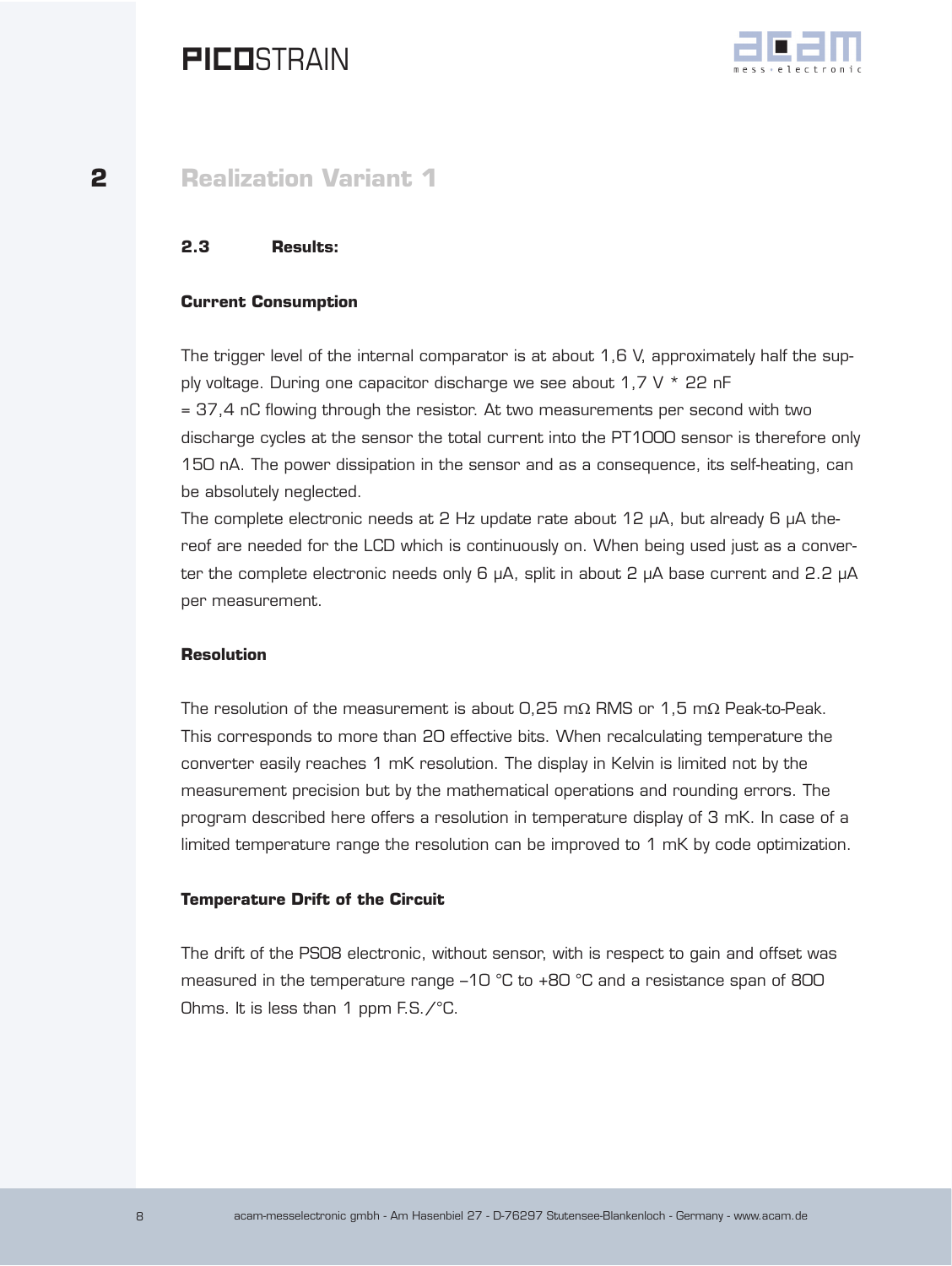# 2 Realization Variant 1

### 2.3 Results:

**Current Consumption**

The trigger level of the internal comparator is at about 1,6 V, approximately half the supply voltage. During one capacitor discharge we see about 1,7 V * 22 nF = 37,4 nC flowing through the resistor. At two measurements per second with two discharge cycles at the sensor the total current into the PT1000 sensor is therefore only 150 nA. The power dissipation in the sensor and as a consequence, its self-heating, can be absolutely neglected.
The complete electronic needs at 2 Hz update rate about 12 µA, but already 6 µA thereof are needed for the LCD which is continuously on. When being used just as a converter the complete electronic needs only 6 µA, split in about 2 µA base current and 2.2 µA per measurement.

**Resolution**

The resolution of the measurement is about 0,25 mΩ RMS or 1,5 mΩ Peak-to-Peak. This corresponds to more than 20 effective bits. When recalculating temperature the converter easily reaches 1 mK resolution. The display in Kelvin is limited not by the measurement precision but by the mathematical operations and rounding errors. The program described here offers a resolution in temperature display of 3 mK. In case of a limited temperature range the resolution can be improved to 1 mK by code optimization.

**Temperature Drift of the Circuit**

The drift of the PS08 electronic, without sensor, with is respect to gain and offset was measured in the temperature range –10 °C to +80 °C and a resistance span of 800 Ohms. It is less than 1 ppm F.S./°C.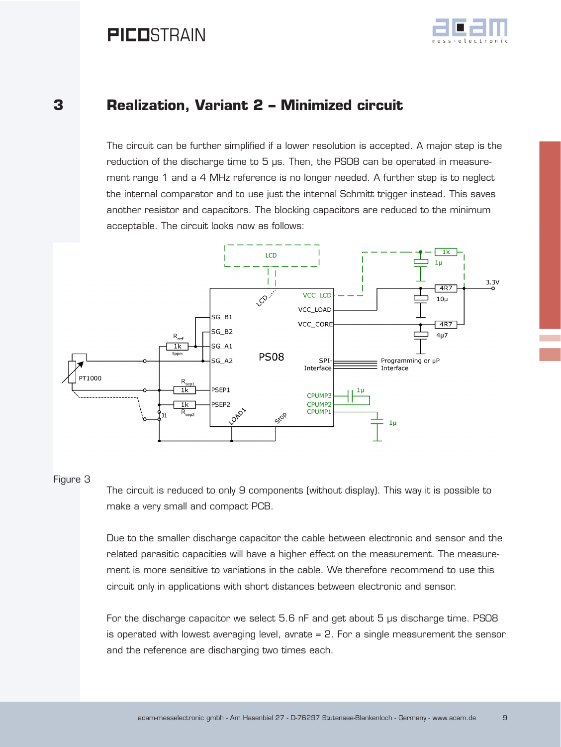# 3 Realization, Variant 2 – Minimized circuit

The circuit can be further simplified if a lower resolution is accepted. A major step is the reduction of the discharge time to 5 µs. Then, the PS08 can be operated in measurement range 1 and a 4 MHz reference is no longer needed. A further step is to neglect the internal comparator and to use just the internal Schmitt trigger instead. This saves another resistor and capacitors. The blocking capacitors are reduced to the minimum acceptable. The circuit looks now as follows:

Figure 3

The circuit is reduced to only 9 components (without display). This way it is possible to make a very small and compact PCB.

Due to the smaller discharge capacitor the cable between electronic and sensor and the related parasitic capacities will have a higher effect on the measurement. The measurement is more sensitive to variations in the cable. We therefore recommend to use this circuit only in applications with short distances between electronic and sensor.

For the discharge capacitor we select 5.6 nF and get about 5 µs discharge time. PS08 is operated with lowest averaging level, avrate = 2. For a single measurement the sensor and the reference are discharging two times each.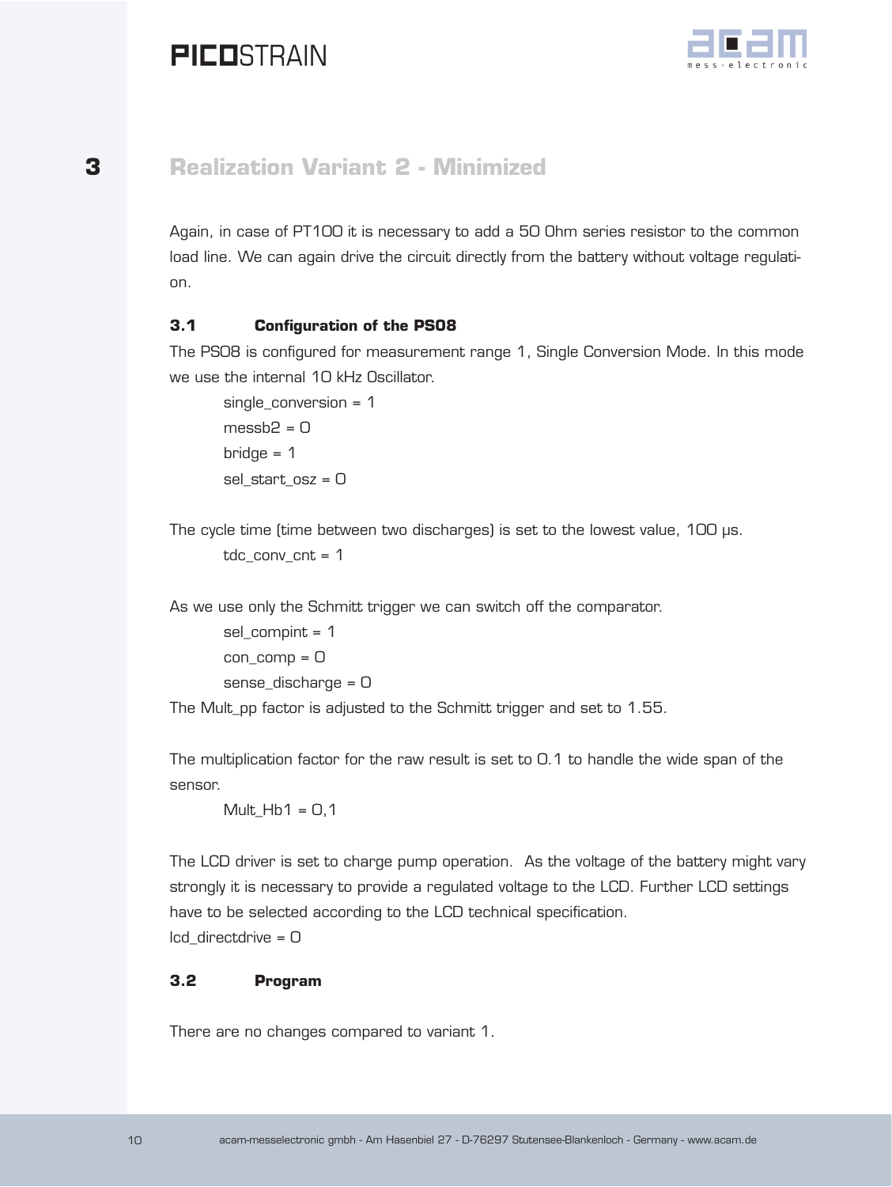# 3 Realization Variant 2 - Minimized

Again, in case of PT100 it is necessary to add a 50 Ohm series resistor to the common load line. We can again drive the circuit directly from the battery without voltage regulation.

## 3.1 Configuration of the PS08

The PS08 is configured for measurement range 1, Single Conversion Mode. In this mode we use the internal 10 kHz Oscillator.

single_conversion = 1
messb2 = 0
bridge = 1
sel_start_osz = 0

The cycle time (time between two discharges) is set to the lowest value, 100 µs.

tdc_conv_cnt = 1

As we use only the Schmitt trigger we can switch off the comparator.

sel_compint = 1
con_comp = 0
sense_discharge = 0

The Mult_pp factor is adjusted to the Schmitt trigger and set to 1.55.

The multiplication factor for the raw result is set to 0.1 to handle the wide span of the sensor.

Mult_Hb1 = 0,1

The LCD driver is set to charge pump operation. As the voltage of the battery might vary strongly it is necessary to provide a regulated voltage to the LCD. Further LCD settings have to be selected according to the LCD technical specification.

lcd_directdrive = 0

## 3.2 Program

There are no changes compared to variant 1.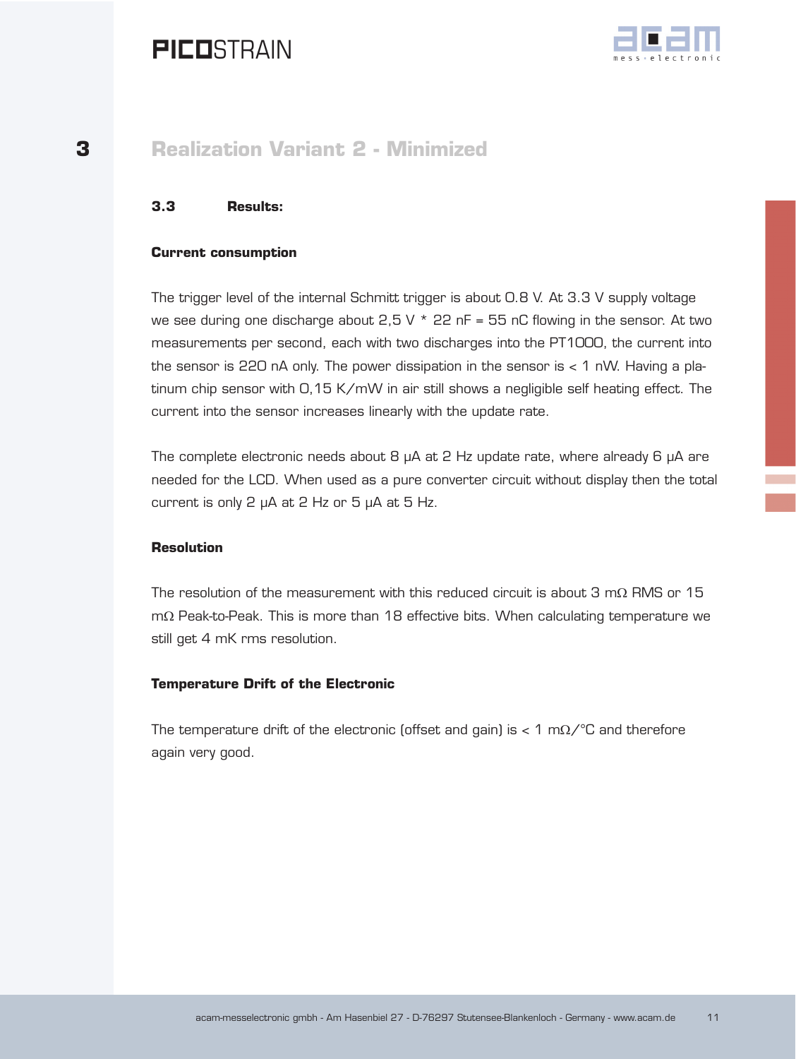# 3 Realization Variant 2 - Minimized

### 3.3 Results:

**Current consumption**

The trigger level of the internal Schmitt trigger is about 0.8 V. At 3.3 V supply voltage we see during one discharge about 2,5 V * 22 nF = 55 nC flowing in the sensor. At two measurements per second, each with two discharges into the PT1000, the current into the sensor is 220 nA only. The power dissipation in the sensor is < 1 nW. Having a platinum chip sensor with 0,15 K/mW in air still shows a negligible self heating effect. The current into the sensor increases linearly with the update rate.

The complete electronic needs about 8 µA at 2 Hz update rate, where already 6 µA are needed for the LCD. When used as a pure converter circuit without display then the total current is only 2 µA at 2 Hz or 5 µA at 5 Hz.

**Resolution**

The resolution of the measurement with this reduced circuit is about 3 mΩ RMS or 15 mΩ Peak-to-Peak. This is more than 18 effective bits. When calculating temperature we still get 4 mK rms resolution.

**Temperature Drift of the Electronic**

The temperature drift of the electronic (offset and gain) is < 1 mΩ/°C and therefore again very good.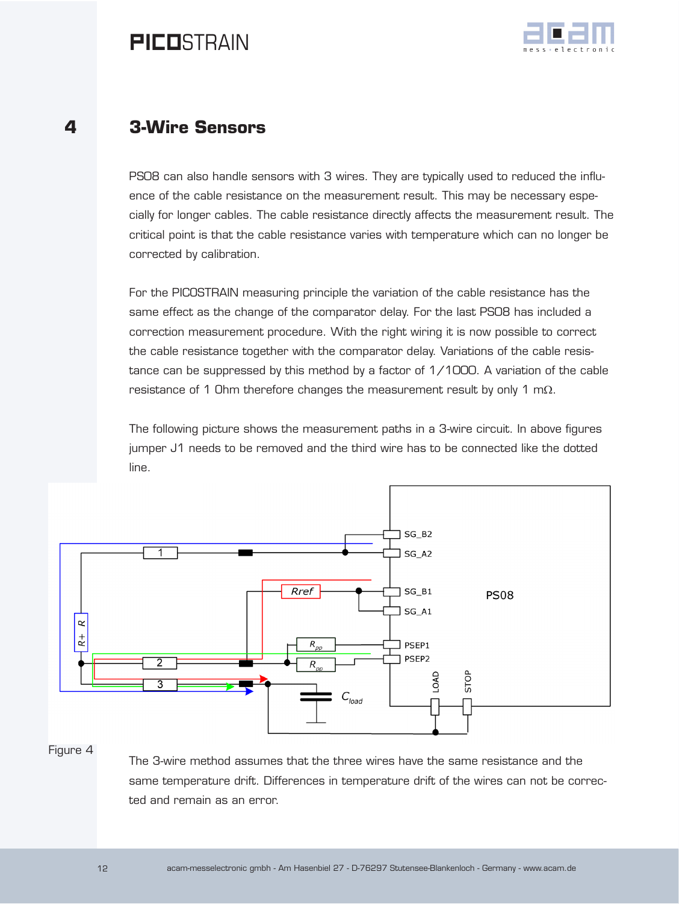# 4 3-Wire Sensors

PS08 can also handle sensors with 3 wires. They are typically used to reduced the influence of the cable resistance on the measurement result. This may be necessary especially for longer cables. The cable resistance directly affects the measurement result. The critical point is that the cable resistance varies with temperature which can no longer be corrected by calibration.

For the PICOSTRAIN measuring principle the variation of the cable resistance has the same effect as the change of the comparator delay. For the last PS08 has included a correction measurement procedure. With the right wiring it is now possible to correct the cable resistance together with the comparator delay. Variations of the cable resistance can be suppressed by this method by a factor of 1/1000. A variation of the cable resistance of 1 Ohm therefore changes the measurement result by only 1 mΩ.

The following picture shows the measurement paths in a 3-wire circuit. In above figures jumper J1 needs to be removed and the third wire has to be connected like the dotted line.

Figure 4

The 3-wire method assumes that the three wires have the same resistance and the same temperature drift. Differences in temperature drift of the wires can not be corrected and remain as an error.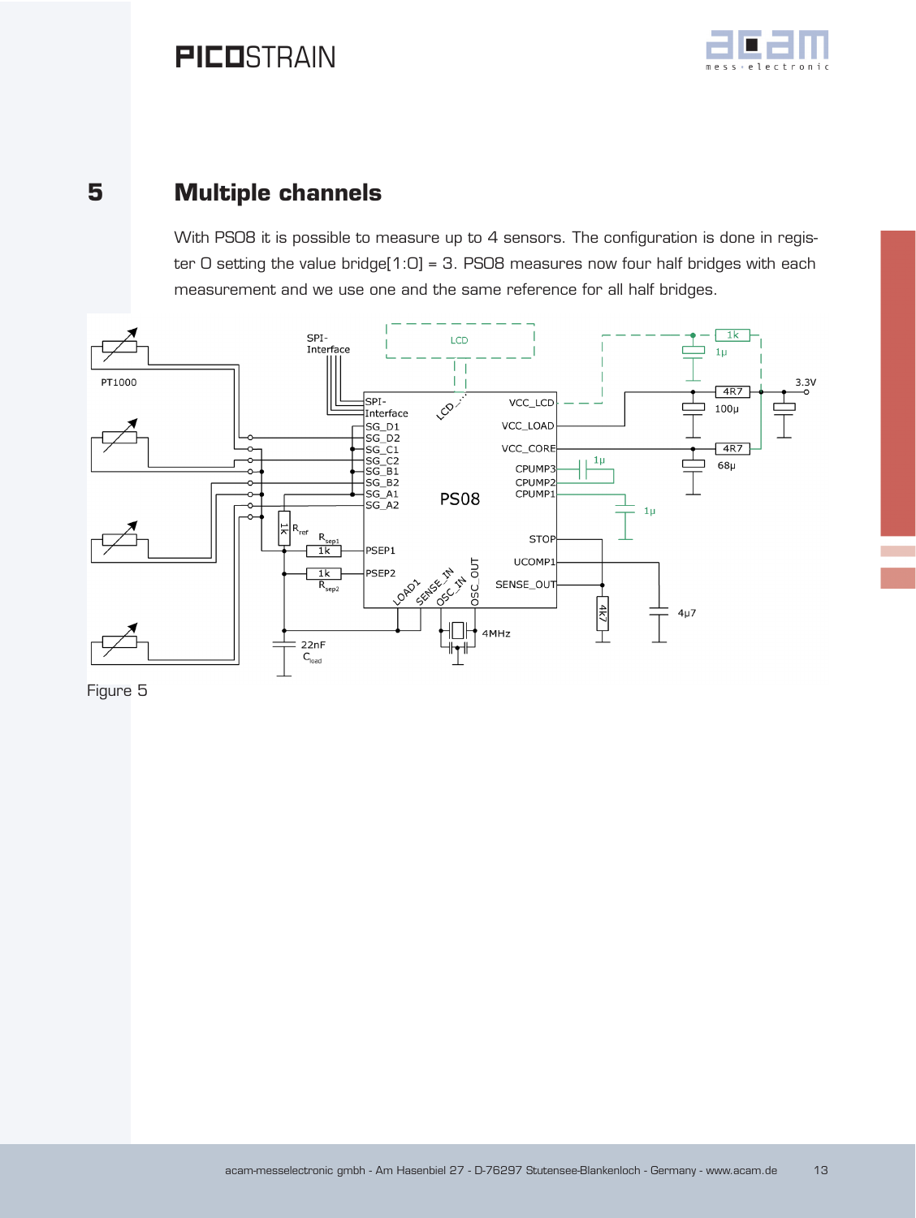# 5 Multiple channels

With PS08 it is possible to measure up to 4 sensors. The configuration is done in register 0 setting the value bridge[1:0] = 3. PS08 measures now four half bridges with each measurement and we use one and the same reference for all half bridges.

Figure 5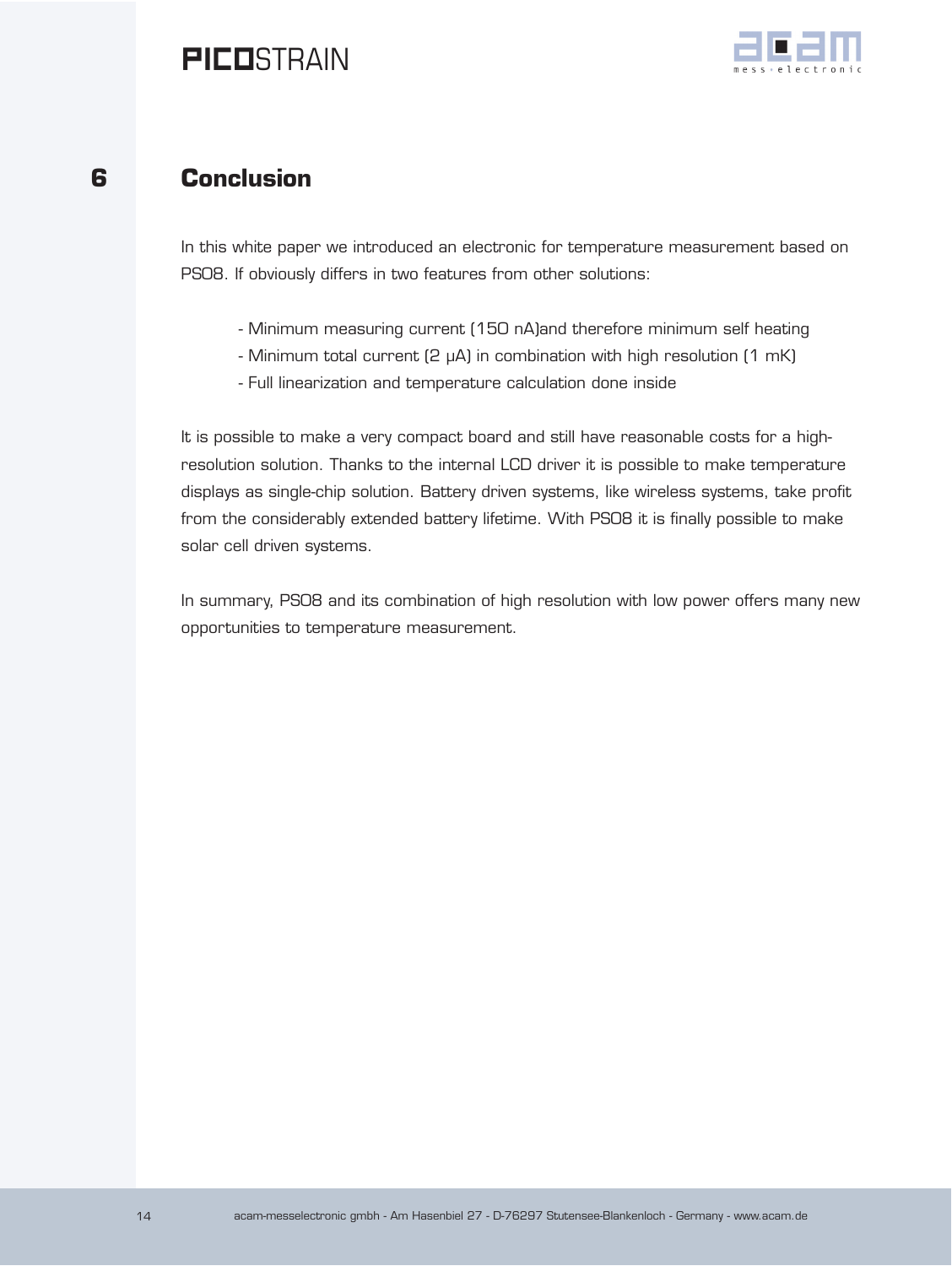# 6 Conclusion

In this white paper we introduced an electronic for temperature measurement based on PS08. If obviously differs in two features from other solutions:

- Minimum measuring current (150 nA)and therefore minimum self heating
- Minimum total current (2 µA) in combination with high resolution (1 mK)
- Full linearization and temperature calculation done inside

It is possible to make a very compact board and still have reasonable costs for a high-resolution solution. Thanks to the internal LCD driver it is possible to make temperature displays as single-chip solution. Battery driven systems, like wireless systems, take profit from the considerably extended battery lifetime. With PS08 it is finally possible to make solar cell driven systems.

In summary, PS08 and its combination of high resolution with low power offers many new opportunities to temperature measurement.